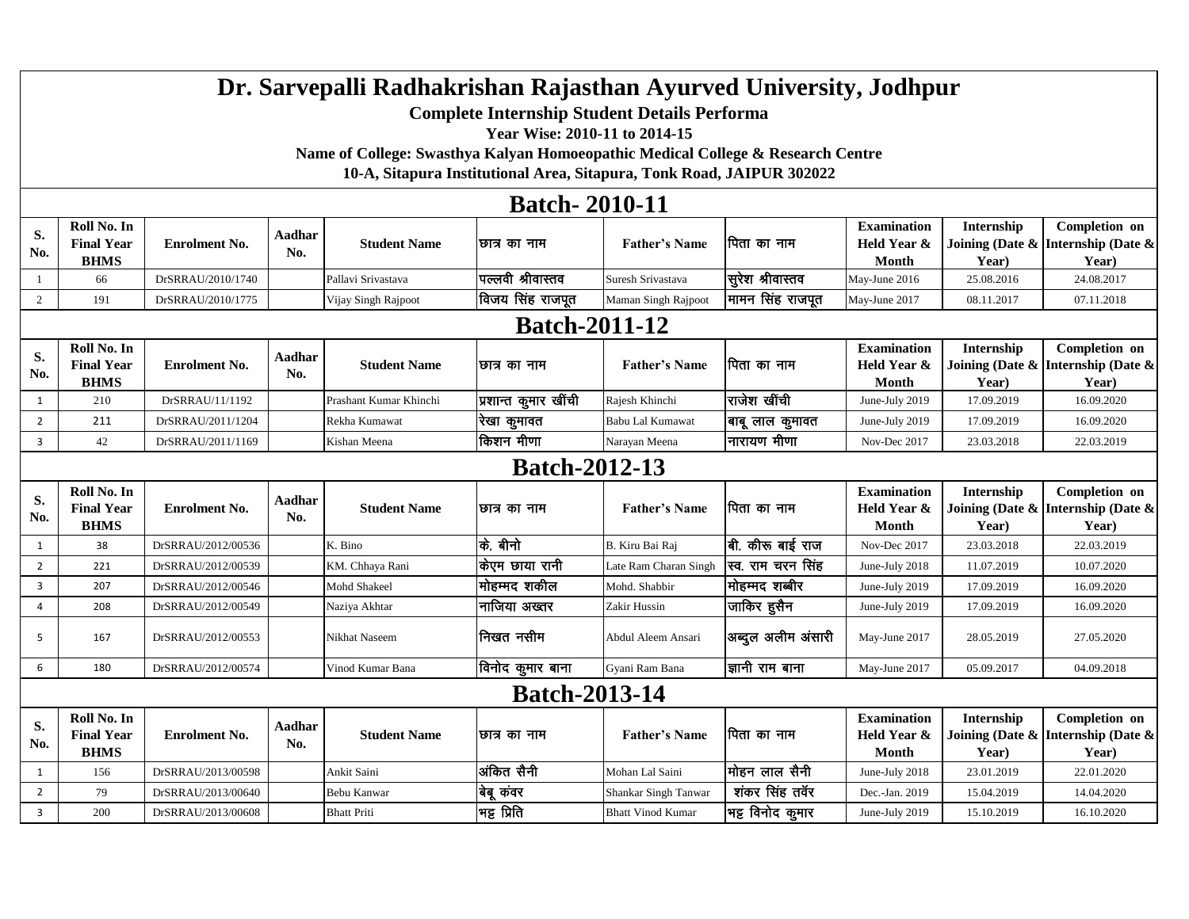# Dr. Sarvepalli Radhakrishan Rajasthan Ayurved University, Jodhpur

**Complete Internship Student Details Performa**

**Year Wise: 2010-11 to 2014-15**

**Name of College: Swasthya Kalyan Homoeopathic Medical College & Research Centre**

**10-A, Sitapura Institutional Area, Sitapura, Tonk Road, JAIPUR 302022**

## Batch- 2010-11

| S. No. | Roll No. In Final Year BHMS | Enrolment No. | Aadhar No. | Student Name | छात्र का नाम | Father's Name | पिता का नाम | Examination Held Year & Month | Internship Joining (Date & Year) | Completion on Internship (Date & Year) |
|---|---|---|---|---|---|---|---|---|---|---|
| 1 | 66 | DrSRRAU/2010/1740 | | Pallavi Srivastava | पल्लवी श्रीवास्तव | Suresh Srivastava | सुरेश श्रीवास्तव | May-June 2016 | 25.08.2016 | 24.08.2017 |
| 2 | 191 | DrSRRAU/2010/1775 | | Vijay Singh Rajpoot | विजय सिंह राजपूत | Maman Singh Rajpoot | मामन सिंह राजपूत | May-June 2017 | 08.11.2017 | 07.11.2018 |

## Batch-2011-12

| S. No. | Roll No. In Final Year BHMS | Enrolment No. | Aadhar No. | Student Name | छात्र का नाम | Father's Name | पिता का नाम | Examination Held Year & Month | Internship Joining (Date & Year) | Completion on Internship (Date & Year) |
|---|---|---|---|---|---|---|---|---|---|---|
| 1 | 210 | DrSRRAU/11/1192 | | Prashant Kumar Khinchi | प्रशान्त कुमार खींची | Rajesh Khinchi | राजेश खींची | June-July 2019 | 17.09.2019 | 16.09.2020 |
| 2 | 211 | DrSRRAU/2011/1204 | | Rekha Kumawat | रेखा कुमावत | Babu Lal Kumawat | बाबू लाल कुमावत | June-July 2019 | 17.09.2019 | 16.09.2020 |
| 3 | 42 | DrSRRAU/2011/1169 | | Kishan Meena | किशन मीणा | Narayan Meena | नारायण मीणा | Nov-Dec 2017 | 23.03.2018 | 22.03.2019 |

## Batch-2012-13

| S. No. | Roll No. In Final Year BHMS | Enrolment No. | Aadhar No. | Student Name | छात्र का नाम | Father's Name | पिता का नाम | Examination Held Year & Month | Internship Joining (Date & Year) | Completion on Internship (Date & Year) |
|---|---|---|---|---|---|---|---|---|---|---|
| 1 | 38 | DrSRRAU/2012/00536 | | K. Bino | के. बीनो | B. Kiru Bai Raj | बी. कीरू बाई राज | Nov-Dec 2017 | 23.03.2018 | 22.03.2019 |
| 2 | 221 | DrSRRAU/2012/00539 | | KM. Chhaya Rani | केएम छाया रानी | Late Ram Charan Singh | स्व. राम चरन सिंह | June-July 2018 | 11.07.2019 | 10.07.2020 |
| 3 | 207 | DrSRRAU/2012/00546 | | Mohd Shakeel | मोहम्मद शकील | Mohd. Shabbir | मोहम्मद शब्बीर | June-July 2019 | 17.09.2019 | 16.09.2020 |
| 4 | 208 | DrSRRAU/2012/00549 | | Naziya Akhtar | नाजिया अख्तर | Zakir Hussin | जाकिर हुसैन | June-July 2019 | 17.09.2019 | 16.09.2020 |
| 5 | 167 | DrSRRAU/2012/00553 | | Nikhat Naseem | निखत नसीम | Abdul Aleem Ansari | अब्दुल अलीम अंसारी | May-June 2017 | 28.05.2019 | 27.05.2020 |
| 6 | 180 | DrSRRAU/2012/00574 | | Vinod Kumar Bana | विनोद कुमार बाना | Gyani Ram Bana | ज्ञानी राम बाना | May-June 2017 | 05.09.2017 | 04.09.2018 |

## Batch-2013-14

| S. No. | Roll No. In Final Year BHMS | Enrolment No. | Aadhar No. | Student Name | छात्र का नाम | Father's Name | पिता का नाम | Examination Held Year & Month | Internship Joining (Date & Year) | Completion on Internship (Date & Year) |
|---|---|---|---|---|---|---|---|---|---|---|
| 1 | 156 | DrSRRAU/2013/00598 | | Ankit Saini | अंकित सैनी | Mohan Lal Saini | मोहन लाल सैनी | June-July 2018 | 23.01.2019 | 22.01.2020 |
| 2 | 79 | DrSRRAU/2013/00640 | | Bebu Kanwar | बेबू कंवर | Shankar Singh Tanwar | शंकर सिंह तवॅर | Dec.-Jan. 2019 | 15.04.2019 | 14.04.2020 |
| 3 | 200 | DrSRRAU/2013/00608 | | Bhatt Priti | भट्ट प्रिति | Bhatt Vinod Kumar | भट्ट विनोद कुमार | June-July 2019 | 15.10.2019 | 16.10.2020 |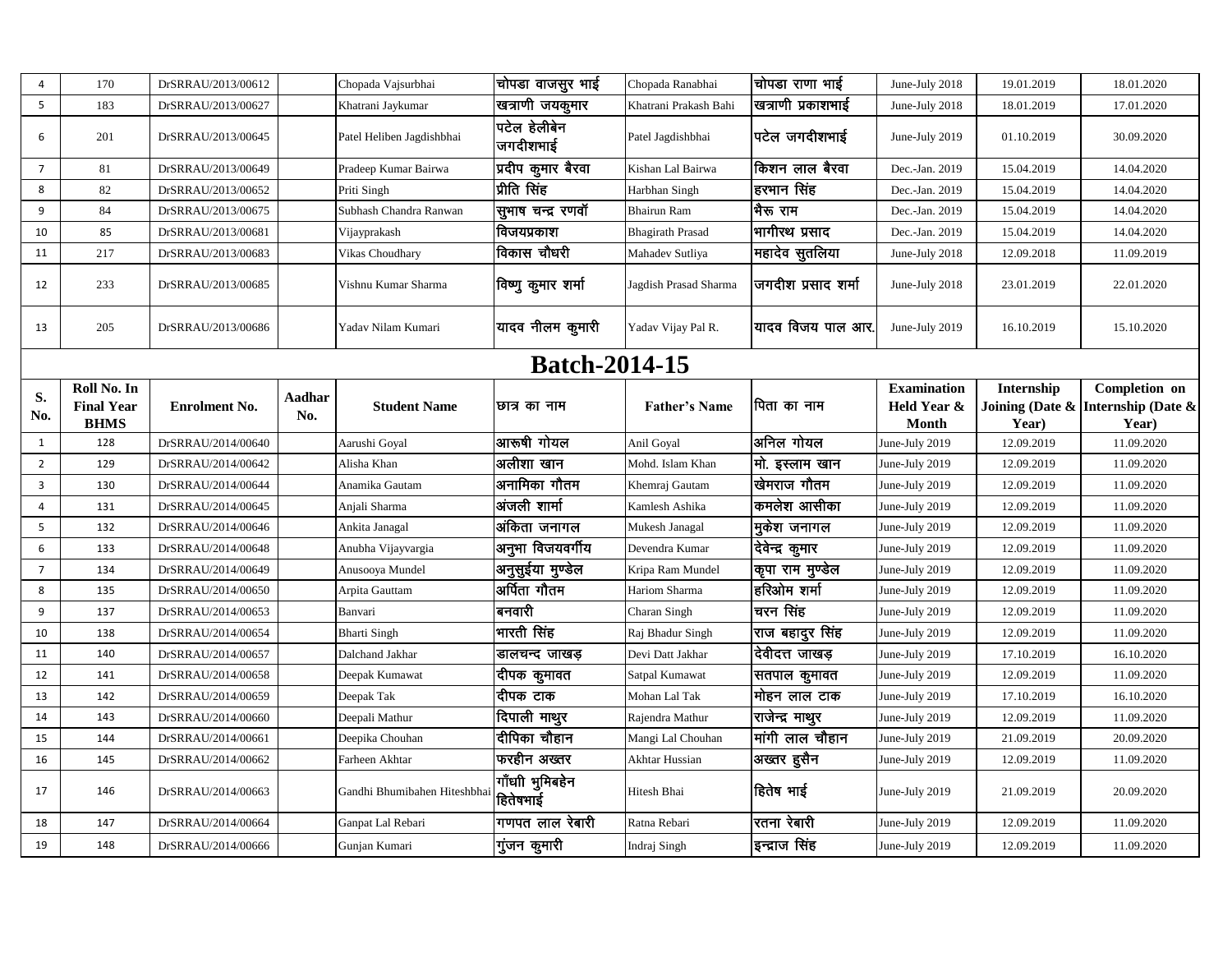| 4 | 170 | DrSRRAU/2013/00612 | | Chopada Vajsurbhai | चोपडा वाजसुर भाई | Chopada Ranabhai | चोपडा राणा भाई | June-July 2018 | 19.01.2019 | 18.01.2020 |
|---|---|---|---|---|---|---|---|---|---|---|
| 5 | 183 | DrSRRAU/2013/00627 | | Khatrani Jaykumar | खत्राणी जयकुमार | Khatrani Prakash Bahi | खत्राणी प्रकाशभाई | June-July 2018 | 18.01.2019 | 17.01.2020 |
| 6 | 201 | DrSRRAU/2013/00645 | | Patel Heliben Jagdishbhai | पटेल हेलीबेन जगदीशभाई | Patel Jagdishbhai | पटेल जगदीशभाई | June-July 2019 | 01.10.2019 | 30.09.2020 |
| 7 | 81 | DrSRRAU/2013/00649 | | Pradeep Kumar Bairwa | प्रदीप कुमार बैरवा | Kishan Lal Bairwa | किशन लाल बैरवा | Dec.-Jan. 2019 | 15.04.2019 | 14.04.2020 |
| 8 | 82 | DrSRRAU/2013/00652 | | Priti Singh | प्रीति सिंह | Harbhan Singh | हरभान सिंह | Dec.-Jan. 2019 | 15.04.2019 | 14.04.2020 |
| 9 | 84 | DrSRRAU/2013/00675 | | Subhash Chandra Ranwan | सुभाष चन्द्र रणवॉ | Bhairun Ram | भैरू राम | Dec.-Jan. 2019 | 15.04.2019 | 14.04.2020 |
| 10 | 85 | DrSRRAU/2013/00681 | | Vijayprakash | विजयप्रकाश | Bhagirath Prasad | भागीरथ प्रसाद | Dec.-Jan. 2019 | 15.04.2019 | 14.04.2020 |
| 11 | 217 | DrSRRAU/2013/00683 | | Vikas Choudhary | विकास चौधरी | Mahadev Sutliya | महादेव सुतलिया | June-July 2018 | 12.09.2018 | 11.09.2019 |
| 12 | 233 | DrSRRAU/2013/00685 | | Vishnu Kumar Sharma | विष्णु कुमार शर्मा | Jagdish Prasad Sharma | जगदीश प्रसाद शर्मा | June-July 2018 | 23.01.2019 | 22.01.2020 |
| 13 | 205 | DrSRRAU/2013/00686 | | Yadav Nilam Kumari | यादव नीलम कुमारी | Yadav Vijay Pal R. | यादव विजय पाल आर. | June-July 2019 | 16.10.2019 | 15.10.2020 |

## Batch-2014-15

| S. No. | Roll No. In Final Year BHMS | Enrolment No. | Aadhar No. | Student Name | छात्र का नाम | Father's Name | पिता का नाम | Examination Held Year & Month | Internship Joining (Date & Year) | Completion on Internship (Date & Year) |
|---|---|---|---|---|---|---|---|---|---|---|
| 1 | 128 | DrSRRAU/2014/00640 | | Aarushi Goyal | आरूषी गोयल | Anil Goyal | अनिल गोयल | June-July 2019 | 12.09.2019 | 11.09.2020 |
| 2 | 129 | DrSRRAU/2014/00642 | | Alisha Khan | अलीशा खान | Mohd. Islam Khan | मो. इस्लाम खान | June-July 2019 | 12.09.2019 | 11.09.2020 |
| 3 | 130 | DrSRRAU/2014/00644 | | Anamika Gautam | अनामिका गौतम | Khemraj Gautam | खेमराज गौतम | June-July 2019 | 12.09.2019 | 11.09.2020 |
| 4 | 131 | DrSRRAU/2014/00645 | | Anjali Sharma | अंजली शार्मा | Kamlesh Ashika | कमलेश आसीका | June-July 2019 | 12.09.2019 | 11.09.2020 |
| 5 | 132 | DrSRRAU/2014/00646 | | Ankita Janagal | अंकिता जनागल | Mukesh Janagal | मुकेश जनागल | June-July 2019 | 12.09.2019 | 11.09.2020 |
| 6 | 133 | DrSRRAU/2014/00648 | | Anubha Vijayvargia | अनुभा विजयवर्गीय | Devendra Kumar | देवेन्द्र कुमार | June-July 2019 | 12.09.2019 | 11.09.2020 |
| 7 | 134 | DrSRRAU/2014/00649 | | Anusooya Mundel | अनुसुईया मुण्डेल | Kripa Ram Mundel | कृपा राम मुण्डेल | June-July 2019 | 12.09.2019 | 11.09.2020 |
| 8 | 135 | DrSRRAU/2014/00650 | | Arpita Gauttam | अर्पिता गौतम | Hariom Sharma | हरिओम शर्मा | June-July 2019 | 12.09.2019 | 11.09.2020 |
| 9 | 137 | DrSRRAU/2014/00653 | | Banvari | बनवारी | Charan Singh | चरन सिंह | June-July 2019 | 12.09.2019 | 11.09.2020 |
| 10 | 138 | DrSRRAU/2014/00654 | | Bharti Singh | भारती सिंह | Raj Bhadur Singh | राज बहादुर सिंह | June-July 2019 | 12.09.2019 | 11.09.2020 |
| 11 | 140 | DrSRRAU/2014/00657 | | Dalchand Jakhar | डालचन्द जाखड़ | Devi Datt Jakhar | देवीदत्त जाखड़ | June-July 2019 | 17.10.2019 | 16.10.2020 |
| 12 | 141 | DrSRRAU/2014/00658 | | Deepak Kumawat | दीपक कुमावत | Satpal Kumawat | सतपाल कुमावत | June-July 2019 | 12.09.2019 | 11.09.2020 |
| 13 | 142 | DrSRRAU/2014/00659 | | Deepak Tak | दीपक टाक | Mohan Lal Tak | मोहन लाल टाक | June-July 2019 | 17.10.2019 | 16.10.2020 |
| 14 | 143 | DrSRRAU/2014/00660 | | Deepali Mathur | दिपाली माथुर | Rajendra Mathur | राजेन्द्र माथुर | June-July 2019 | 12.09.2019 | 11.09.2020 |
| 15 | 144 | DrSRRAU/2014/00661 | | Deepika Chouhan | दीपिका चौहान | Mangi Lal Chouhan | मांगी लाल चौहान | June-July 2019 | 21.09.2019 | 20.09.2020 |
| 16 | 145 | DrSRRAU/2014/00662 | | Farheen Akhtar | फरहीन अख्तर | Akhtar Hussian | अख्तर हुसैन | June-July 2019 | 12.09.2019 | 11.09.2020 |
| 17 | 146 | DrSRRAU/2014/00663 | | Gandhi Bhumibahen Hiteshbhai | गाँधी भुमिबहेन हितेषभाई | Hitesh Bhai | हितेष भाई | June-July 2019 | 21.09.2019 | 20.09.2020 |
| 18 | 147 | DrSRRAU/2014/00664 | | Ganpat Lal Rebari | गणपत लाल रेबारी | Ratna Rebari | रतना रेबारी | June-July 2019 | 12.09.2019 | 11.09.2020 |
| 19 | 148 | DrSRRAU/2014/00666 | | Gunjan Kumari | गुंजन कुमारी | Indraj Singh | इन्द्राज सिंह | June-July 2019 | 12.09.2019 | 11.09.2020 |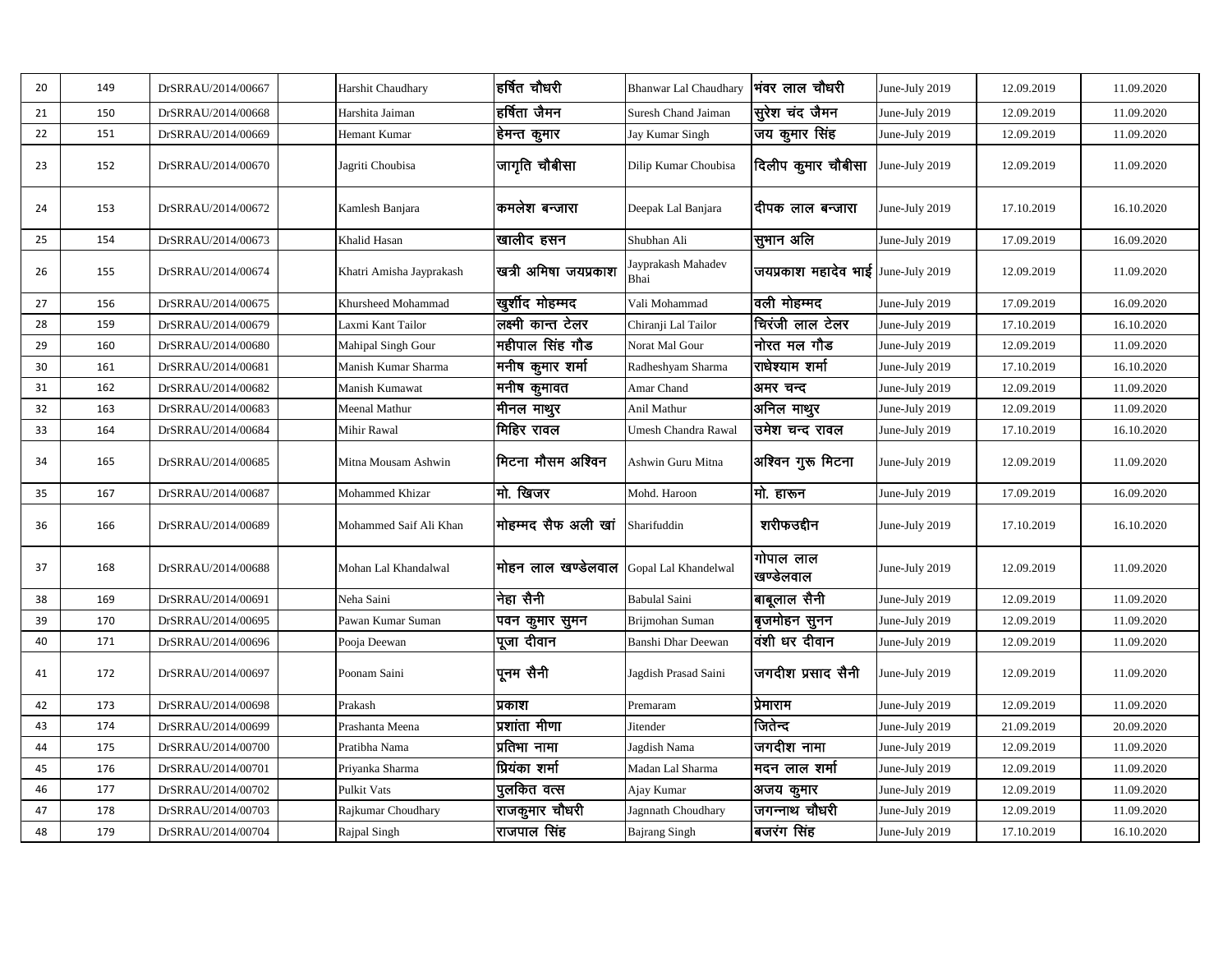| 20 | 149 | DrSRRAU/2014/00667 | | Harshit Chaudhary | हर्षित चौधरी | Bhanwar Lal Chaudhary | भंवर लाल चौधरी | June-July 2019 | 12.09.2019 | 11.09.2020 |
|---|---|---|---|---|---|---|---|---|---|---|
| 21 | 150 | DrSRRAU/2014/00668 | | Harshita Jaiman | हर्षिता जैमन | Suresh Chand Jaiman | सुरेश चंद जैमन | June-July 2019 | 12.09.2019 | 11.09.2020 |
| 22 | 151 | DrSRRAU/2014/00669 | | Hemant Kumar | हेमन्त कुमार | Jay Kumar Singh | जय कुमार सिंह | June-July 2019 | 12.09.2019 | 11.09.2020 |
| 23 | 152 | DrSRRAU/2014/00670 | | Jagriti Choubisa | जागृति चौबीसा | Dilip Kumar Choubisa | दिलीप कुमार चौबीसा | June-July 2019 | 12.09.2019 | 11.09.2020 |
| 24 | 153 | DrSRRAU/2014/00672 | | Kamlesh Banjara | कमलेश बन्जारा | Deepak Lal Banjara | दीपक लाल बन्जारा | June-July 2019 | 17.10.2019 | 16.10.2020 |
| 25 | 154 | DrSRRAU/2014/00673 | | Khalid Hasan | खालीद हसन | Shubhan Ali | सुभान अलि | June-July 2019 | 17.09.2019 | 16.09.2020 |
| 26 | 155 | DrSRRAU/2014/00674 | | Khatri Amisha Jayprakash | खत्री अमिषा जयप्रकाश | Jayprakash Mahadev Bhai | जयप्रकाश महादेव भाई | June-July 2019 | 12.09.2019 | 11.09.2020 |
| 27 | 156 | DrSRRAU/2014/00675 | | Khursheed Mohammad | खुर्शीद मोहम्मद | Vali Mohammad | वली मोहम्मद | June-July 2019 | 17.09.2019 | 16.09.2020 |
| 28 | 159 | DrSRRAU/2014/00679 | | Laxmi Kant Tailor | लक्ष्मी कान्त टेलर | Chiranji Lal Tailor | चिरंजी लाल टेलर | June-July 2019 | 17.10.2019 | 16.10.2020 |
| 29 | 160 | DrSRRAU/2014/00680 | | Mahipal Singh Gour | महीपाल सिंह गौड | Norat Mal Gour | नोरत मल गौड | June-July 2019 | 12.09.2019 | 11.09.2020 |
| 30 | 161 | DrSRRAU/2014/00681 | | Manish Kumar Sharma | मनीष कुमार शर्मा | Radheshyam Sharma | राधेश्याम शर्मा | June-July 2019 | 17.10.2019 | 16.10.2020 |
| 31 | 162 | DrSRRAU/2014/00682 | | Manish Kumawat | मनीष कुमावत | Amar Chand | अमर चन्द | June-July 2019 | 12.09.2019 | 11.09.2020 |
| 32 | 163 | DrSRRAU/2014/00683 | | Meenal Mathur | मीनल माथुर | Anil Mathur | अनिल माथुर | June-July 2019 | 12.09.2019 | 11.09.2020 |
| 33 | 164 | DrSRRAU/2014/00684 | | Mihir Rawal | मिहिर रावल | Umesh Chandra Rawal | उमेश चन्द रावल | June-July 2019 | 17.10.2019 | 16.10.2020 |
| 34 | 165 | DrSRRAU/2014/00685 | | Mitna Mousam Ashwin | मिटना मौसम अश्विन | Ashwin Guru Mitna | अश्विन गुरू मिटना | June-July 2019 | 12.09.2019 | 11.09.2020 |
| 35 | 167 | DrSRRAU/2014/00687 | | Mohammed Khizar | मो. खिजर | Mohd. Haroon | मो. हारून | June-July 2019 | 17.09.2019 | 16.09.2020 |
| 36 | 166 | DrSRRAU/2014/00689 | | Mohammed Saif Ali Khan | मोहम्मद सैफ अली खां | Sharifuddin | शरीफउद्दीन | June-July 2019 | 17.10.2019 | 16.10.2020 |
| 37 | 168 | DrSRRAU/2014/00688 | | Mohan Lal Khandalwal | मोहन लाल खण्डेलवाल | Gopal Lal Khandelwal | गोपाल लाल खण्डेलवाल | June-July 2019 | 12.09.2019 | 11.09.2020 |
| 38 | 169 | DrSRRAU/2014/00691 | | Neha Saini | नेहा सैनी | Babulal Saini | बाबूलाल सैनी | June-July 2019 | 12.09.2019 | 11.09.2020 |
| 39 | 170 | DrSRRAU/2014/00695 | | Pawan Kumar Suman | पवन कुमार सुमन | Brijmohan Suman | बृजमोहन सुनन | June-July 2019 | 12.09.2019 | 11.09.2020 |
| 40 | 171 | DrSRRAU/2014/00696 | | Pooja Deewan | पूजा दीवान | Banshi Dhar Deewan | वंशी धर दीवान | June-July 2019 | 12.09.2019 | 11.09.2020 |
| 41 | 172 | DrSRRAU/2014/00697 | | Poonam Saini | पूनम सैनी | Jagdish Prasad Saini | जगदीश प्रसाद सैनी | June-July 2019 | 12.09.2019 | 11.09.2020 |
| 42 | 173 | DrSRRAU/2014/00698 | | Prakash | प्रकाश | Premaram | प्रेमाराम | June-July 2019 | 12.09.2019 | 11.09.2020 |
| 43 | 174 | DrSRRAU/2014/00699 | | Prashanta Meena | प्रशांता मीणा | Jitender | जितेन्द | June-July 2019 | 21.09.2019 | 20.09.2020 |
| 44 | 175 | DrSRRAU/2014/00700 | | Pratibha Nama | प्रतिभा नामा | Jagdish Nama | जगदीश नामा | June-July 2019 | 12.09.2019 | 11.09.2020 |
| 45 | 176 | DrSRRAU/2014/00701 | | Priyanka Sharma | प्रियंका शर्मा | Madan Lal Sharma | मदन लाल शर्मा | June-July 2019 | 12.09.2019 | 11.09.2020 |
| 46 | 177 | DrSRRAU/2014/00702 | | Pulkit Vats | पुलकित वत्स | Ajay Kumar | अजय कुमार | June-July 2019 | 12.09.2019 | 11.09.2020 |
| 47 | 178 | DrSRRAU/2014/00703 | | Rajkumar Choudhary | राजकुमार चौधरी | Jagnnath Choudhary | जगन्नाथ चौधरी | June-July 2019 | 12.09.2019 | 11.09.2020 |
| 48 | 179 | DrSRRAU/2014/00704 | | Rajpal Singh | राजपाल सिंह | Bajrang Singh | बजरंग सिंह | June-July 2019 | 17.10.2019 | 16.10.2020 |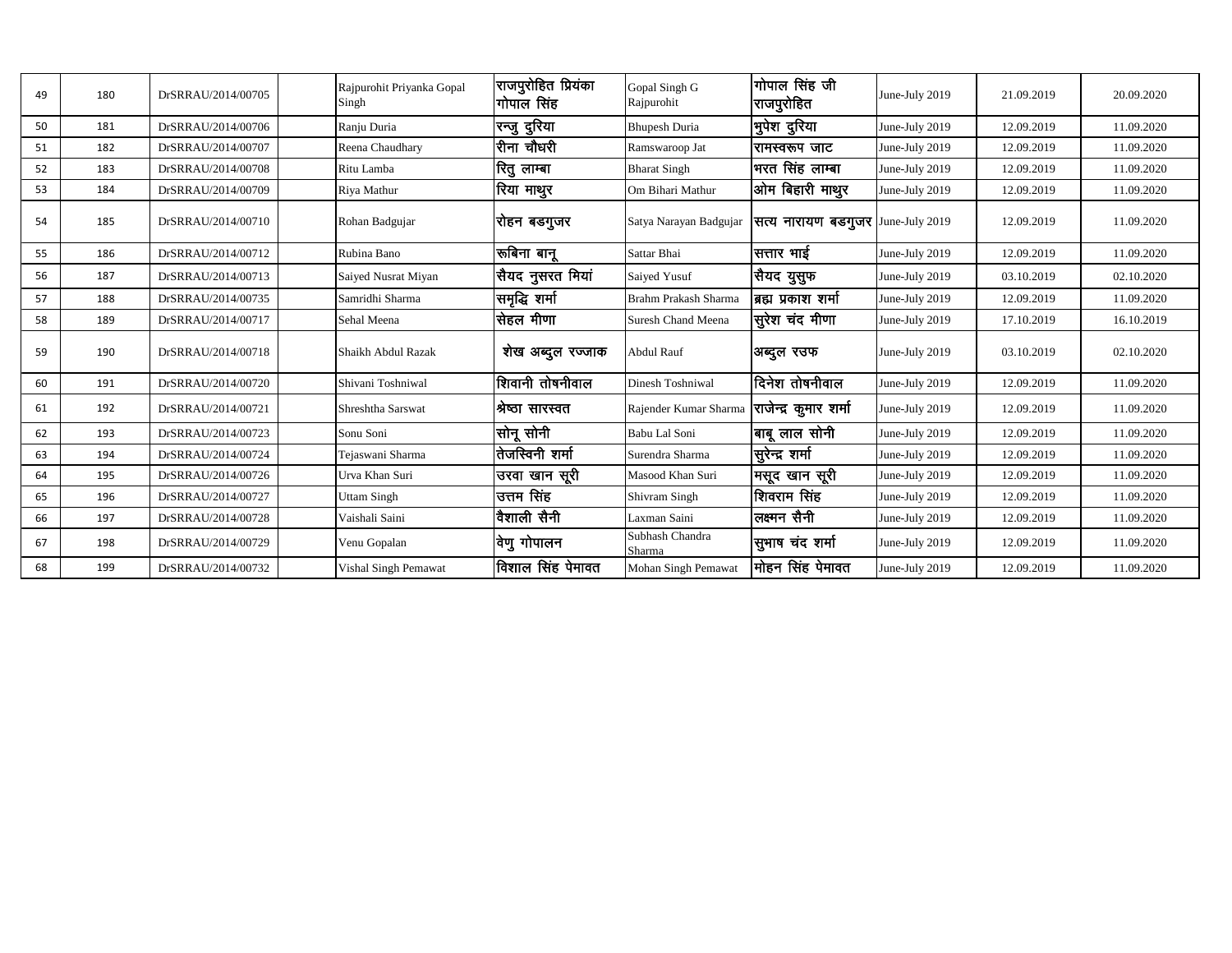| | | | | | | | | | | |
|---|---|---|---|---|---|---|---|---|---|---|
| 49 | 180 | DrSRRAU/2014/00705 | | Rajpurohit Priyanka Gopal Singh | राजपुरोहित प्रियंका गोपाल सिंह | Gopal Singh G Rajpurohit | गोपाल सिंह जी राजपुरोहित | June-July 2019 | 21.09.2019 | 20.09.2020 |
| 50 | 181 | DrSRRAU/2014/00706 | | Ranju Duria | रन्जु दुरिया | Bhupesh Duria | भुपेश दुरिया | June-July 2019 | 12.09.2019 | 11.09.2020 |
| 51 | 182 | DrSRRAU/2014/00707 | | Reena Chaudhary | रीना चौधरी | Ramswaroop Jat | रामस्वरूप जाट | June-July 2019 | 12.09.2019 | 11.09.2020 |
| 52 | 183 | DrSRRAU/2014/00708 | | Ritu Lamba | रितु लाम्बा | Bharat Singh | भरत सिंह लाम्बा | June-July 2019 | 12.09.2019 | 11.09.2020 |
| 53 | 184 | DrSRRAU/2014/00709 | | Riya Mathur | रिया माथुर | Om Bihari Mathur | ओम बिहारी माथुर | June-July 2019 | 12.09.2019 | 11.09.2020 |
| 54 | 185 | DrSRRAU/2014/00710 | | Rohan Badgujar | रोहन बडगुजर | Satya Narayan Badgujar | सत्य नारायण बडगुजर | June-July 2019 | 12.09.2019 | 11.09.2020 |
| 55 | 186 | DrSRRAU/2014/00712 | | Rubina Bano | रूबिना बानू | Sattar Bhai | सत्तार भाई | June-July 2019 | 12.09.2019 | 11.09.2020 |
| 56 | 187 | DrSRRAU/2014/00713 | | Saiyed Nusrat Miyan | सैयद नुसरत मियां | Saiyed Yusuf | सैयद युसुफ | June-July 2019 | 03.10.2019 | 02.10.2020 |
| 57 | 188 | DrSRRAU/2014/00735 | | Samridhi Sharma | समृद्धि शर्मा | Brahm Prakash Sharma | ब्रह्म प्रकाश शर्मा | June-July 2019 | 12.09.2019 | 11.09.2020 |
| 58 | 189 | DrSRRAU/2014/00717 | | Sehal Meena | सेहल मीणा | Suresh Chand Meena | सुरेश चंद मीणा | June-July 2019 | 17.10.2019 | 16.10.2019 |
| 59 | 190 | DrSRRAU/2014/00718 | | Shaikh Abdul Razak | शेख अब्दुल रज्जाक | Abdul Rauf | अब्दुल रउफ | June-July 2019 | 03.10.2019 | 02.10.2020 |
| 60 | 191 | DrSRRAU/2014/00720 | | Shivani Toshniwal | शिवानी तोषनीवाल | Dinesh Toshniwal | दिनेश तोषनीवाल | June-July 2019 | 12.09.2019 | 11.09.2020 |
| 61 | 192 | DrSRRAU/2014/00721 | | Shreshtha Sarswat | श्रेष्ठा सारस्वत | Rajender Kumar Sharma | राजेन्द्र कुमार शर्मा | June-July 2019 | 12.09.2019 | 11.09.2020 |
| 62 | 193 | DrSRRAU/2014/00723 | | Sonu Soni | सोनू सोनी | Babu Lal Soni | बाबू लाल सोनी | June-July 2019 | 12.09.2019 | 11.09.2020 |
| 63 | 194 | DrSRRAU/2014/00724 | | Tejaswani Sharma | तेजस्विनी शर्मा | Surendra Sharma | सुरेन्द्र शर्मा | June-July 2019 | 12.09.2019 | 11.09.2020 |
| 64 | 195 | DrSRRAU/2014/00726 | | Urva Khan Suri | उरवा खान सूरी | Masood Khan Suri | मसूद खान सूरी | June-July 2019 | 12.09.2019 | 11.09.2020 |
| 65 | 196 | DrSRRAU/2014/00727 | | Uttam Singh | उत्तम सिंह | Shivram Singh | शिवराम सिंह | June-July 2019 | 12.09.2019 | 11.09.2020 |
| 66 | 197 | DrSRRAU/2014/00728 | | Vaishali Saini | वैशाली सैनी | Laxman Saini | लक्ष्मन सैनी | June-July 2019 | 12.09.2019 | 11.09.2020 |
| 67 | 198 | DrSRRAU/2014/00729 | | Venu Gopalan | वेणु गोपालन | Subhash Chandra Sharma | सुभाष चंद शर्मा | June-July 2019 | 12.09.2019 | 11.09.2020 |
| 68 | 199 | DrSRRAU/2014/00732 | | Vishal Singh Pemawat | विशाल सिंह पेमावत | Mohan Singh Pemawat | मोहन सिंह पेमावत | June-July 2019 | 12.09.2019 | 11.09.2020 |